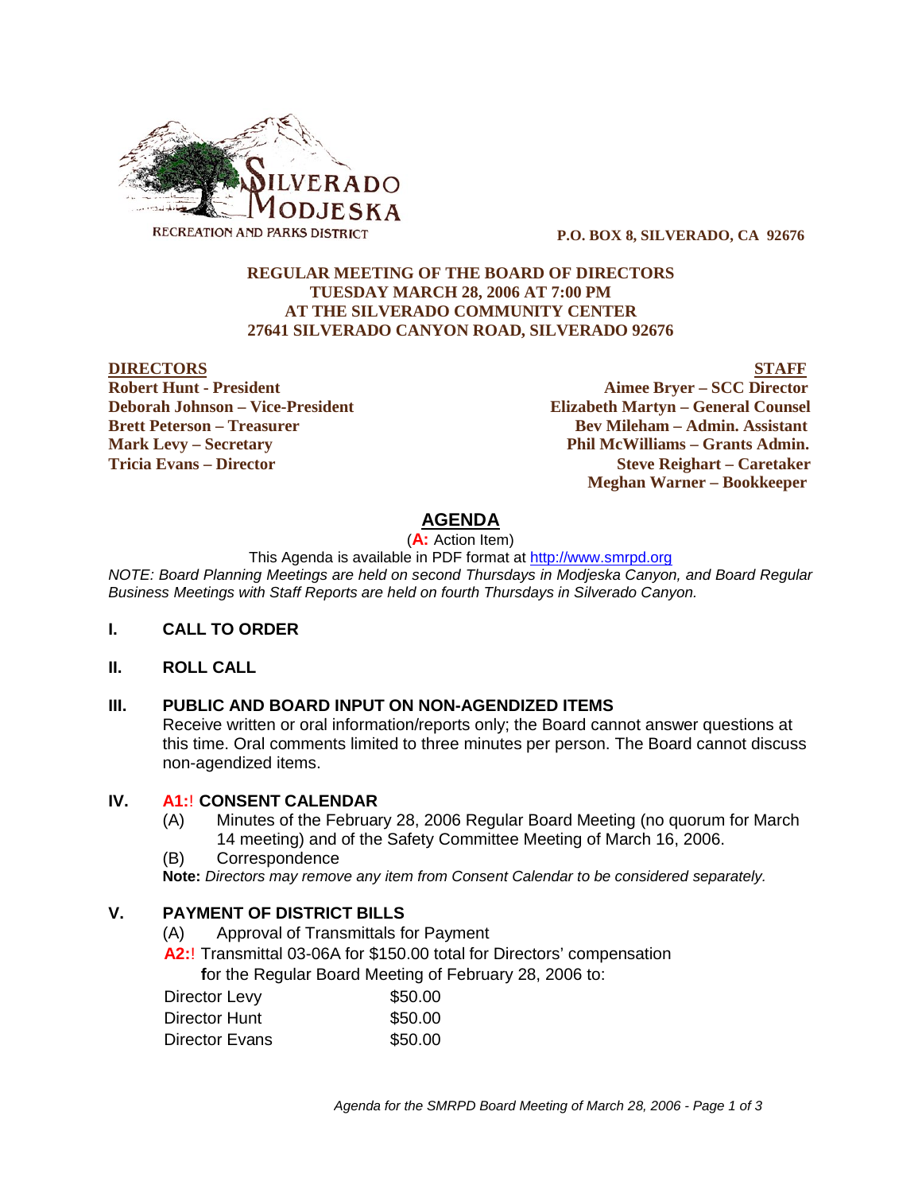SILVERADO MODJESKA
RECREATION AND PARKS DISTRICT

**P.O. BOX 8, SILVERADO, CA 92676**

**REGULAR MEETING OF THE BOARD OF DIRECTORS**
**TUESDAY MARCH 28, 2006 AT 7:00 PM**
**AT THE SILVERADO COMMUNITY CENTER**
**27641 SILVERADO CANYON ROAD, SILVERADO 92676**

| DIRECTORS | STAFF |
|---|---|
| Robert Hunt - President | Aimee Bryer – SCC Director |
| Deborah Johnson – Vice-President | Elizabeth Martyn – General Counsel |
| Brett Peterson – Treasurer | Bev Mileham – Admin. Assistant |
| Mark Levy – Secretary | Phil McWilliams – Grants Admin. |
| Tricia Evans – Director | Steve Reighart – Caretaker |
| | Meghan Warner – Bookkeeper |

## AGENDA

(**A:** Action Item)

This Agenda is available in PDF format at http://www.smrpd.org

*NOTE: Board Planning Meetings are held on second Thursdays in Modjeska Canyon, and Board Regular Business Meetings with Staff Reports are held on fourth Thursdays in Silverado Canyon.*

### I. CALL TO ORDER

### II. ROLL CALL

### III. PUBLIC AND BOARD INPUT ON NON-AGENDIZED ITEMS

Receive written or oral information/reports only; the Board cannot answer questions at this time. Oral comments limited to three minutes per person. The Board cannot discuss non-agendized items.

### IV. A1:! CONSENT CALENDAR

(A) Minutes of the February 28, 2006 Regular Board Meeting (no quorum for March 14 meeting) and of the Safety Committee Meeting of March 16, 2006.

(B) Correspondence

**Note:** *Directors may remove any item from Consent Calendar to be considered separately.*

### V. PAYMENT OF DISTRICT BILLS

(A) Approval of Transmittals for Payment

**A2:**! Transmittal 03-06A for $150.00 total for Directors' compensation **f**or the Regular Board Meeting of February 28, 2006 to:

| | |
|---|---|
| Director Levy | $50.00 |
| Director Hunt | $50.00 |
| Director Evans | $50.00 |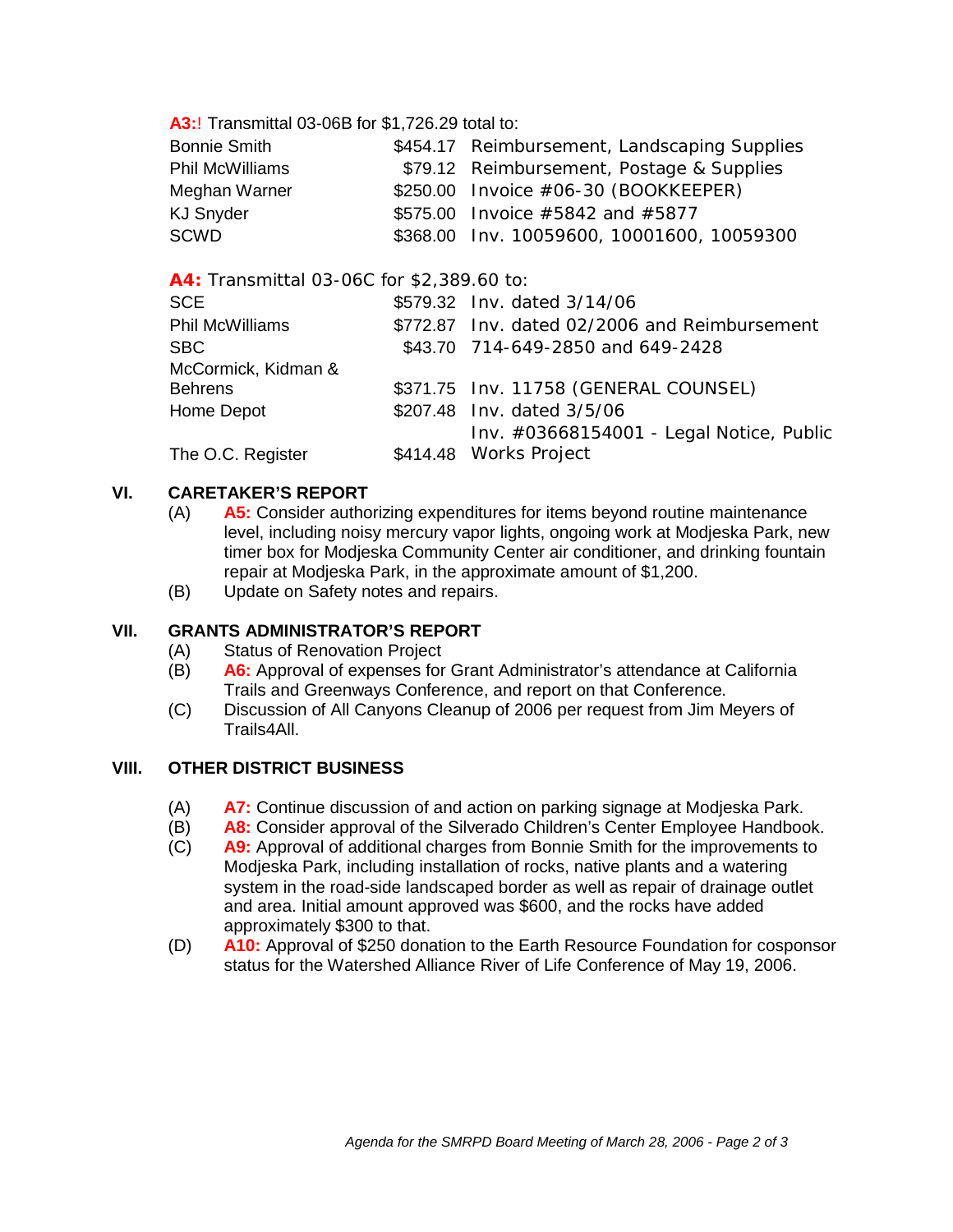**A3:**! Transmittal 03-06B for $1,726.29 total to:

| | | |
|---|---|---|
| Bonnie Smith | $454.17 | Reimbursement, Landscaping Supplies |
| Phil McWilliams | $79.12 | Reimbursement, Postage & Supplies |
| Meghan Warner | $250.00 | Invoice #06-30 (BOOKKEEPER) |
| KJ Snyder | $575.00 | Invoice #5842 and #5877 |
| SCWD | $368.00 | Inv. 10059600, 10001600, 10059300 |

**A4:** Transmittal 03-06C for $2,389.60 to:

| | | |
|---|---|---|
| SCE | $579.32 | Inv. dated 3/14/06 |
| Phil McWilliams | $772.87 | Inv. dated 02/2006 and Reimbursement |
| SBC | $43.70 | 714-649-2850 and 649-2428 |
| McCormick, Kidman & Behrens | $371.75 | Inv. 11758 (GENERAL COUNSEL) |
| Home Depot | $207.48 | Inv. dated 3/5/06 |
| The O.C. Register | $414.48 | Inv. #03668154001 - Legal Notice, Public Works Project |

## VI. CARETAKER'S REPORT

(A) **A5:** Consider authorizing expenditures for items beyond routine maintenance level, including noisy mercury vapor lights, ongoing work at Modjeska Park, new timer box for Modjeska Community Center air conditioner, and drinking fountain repair at Modjeska Park, in the approximate amount of $1,200.

(B) Update on Safety notes and repairs.

## VII. GRANTS ADMINISTRATOR'S REPORT

(A) Status of Renovation Project

(B) **A6:** Approval of expenses for Grant Administrator's attendance at California Trails and Greenways Conference, and report on that Conference.

(C) Discussion of All Canyons Cleanup of 2006 per request from Jim Meyers of Trails4All.

## VIII. OTHER DISTRICT BUSINESS

(A) **A7:** Continue discussion of and action on parking signage at Modjeska Park.

(B) **A8:** Consider approval of the Silverado Children's Center Employee Handbook.

(C) **A9:** Approval of additional charges from Bonnie Smith for the improvements to Modjeska Park, including installation of rocks, native plants and a watering system in the road-side landscaped border as well as repair of drainage outlet and area. Initial amount approved was $600, and the rocks have added approximately $300 to that.

(D) **A10:** Approval of $250 donation to the Earth Resource Foundation for cosponsor status for the Watershed Alliance River of Life Conference of May 19, 2006.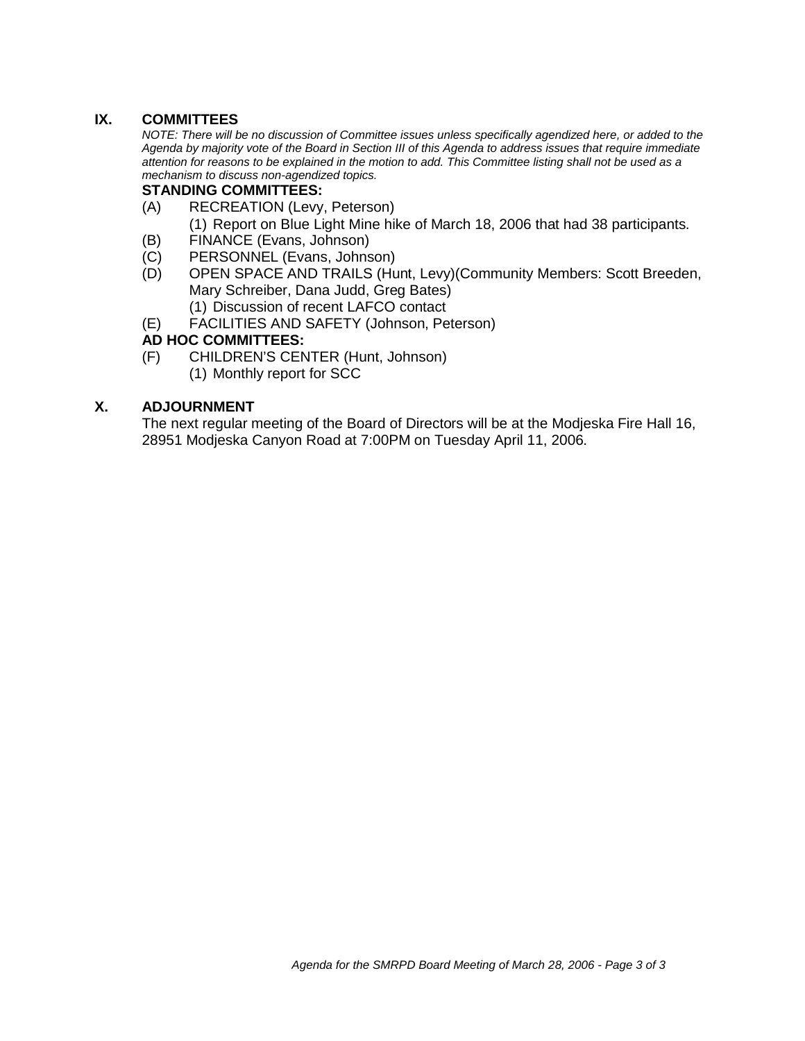## IX. COMMITTEES

*NOTE: There will be no discussion of Committee issues unless specifically agendized here, or added to the Agenda by majority vote of the Board in Section III of this Agenda to address issues that require immediate attention for reasons to be explained in the motion to add. This Committee listing shall not be used as a mechanism to discuss non-agendized topics.*

**STANDING COMMITTEES:**

(A) RECREATION (Levy, Peterson)
  (1) Report on Blue Light Mine hike of March 18, 2006 that had 38 participants.

(B) FINANCE (Evans, Johnson)

(C) PERSONNEL (Evans, Johnson)

(D) OPEN SPACE AND TRAILS (Hunt, Levy)(Community Members: Scott Breeden, Mary Schreiber, Dana Judd, Greg Bates)
  (1) Discussion of recent LAFCO contact

(E) FACILITIES AND SAFETY (Johnson, Peterson)

**AD HOC COMMITTEES:**

(F) CHILDREN'S CENTER (Hunt, Johnson)
  (1) Monthly report for SCC

## X. ADJOURNMENT

The next regular meeting of the Board of Directors will be at the Modjeska Fire Hall 16, 28951 Modjeska Canyon Road at 7:00PM on Tuesday April 11, 2006.